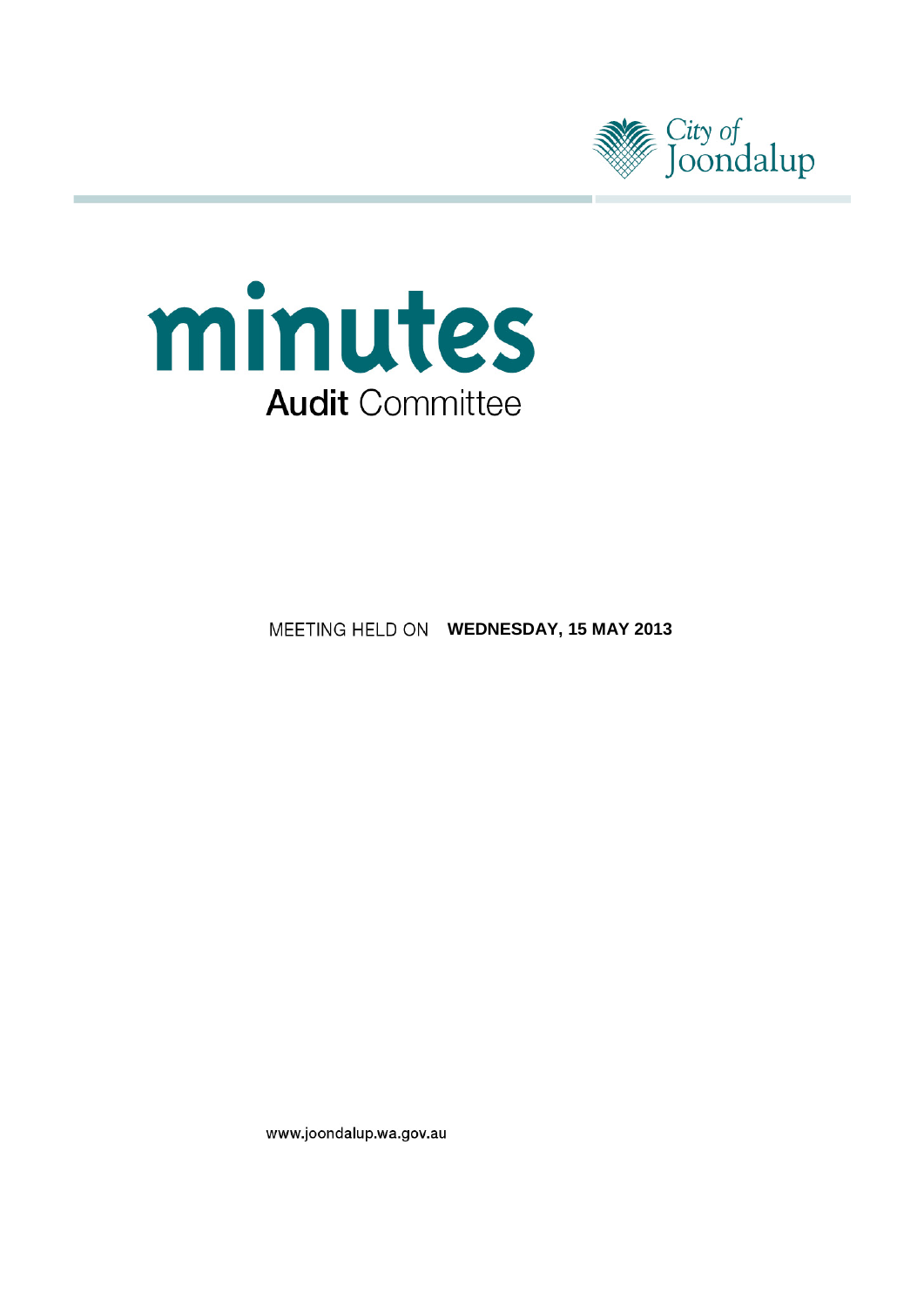City of Joondalup

# minutes

## Audit Committee

MEETING HELD ON **WEDNESDAY, 15 MAY 2013**

www.joondalup.wa.gov.au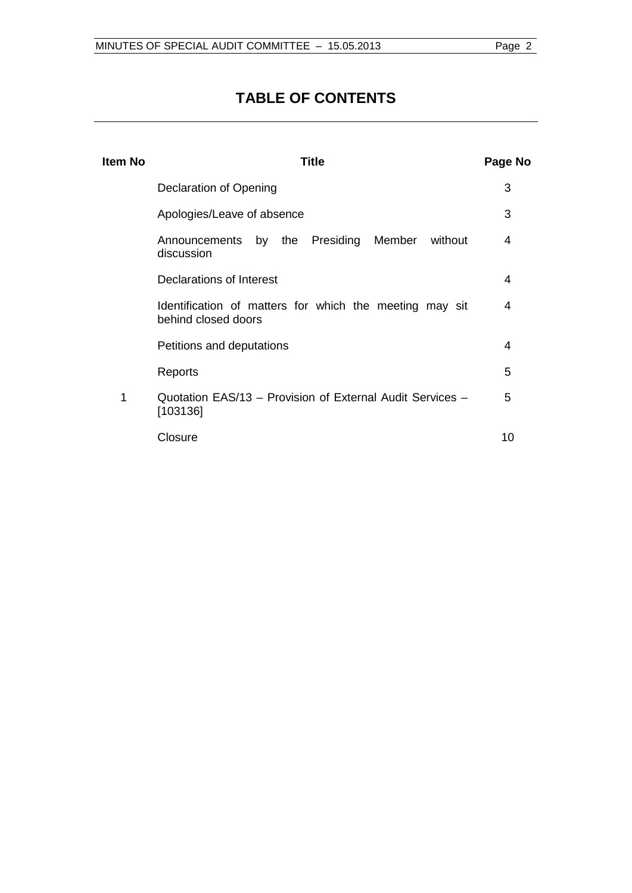# TABLE OF CONTENTS

| Item No | Title | Page No |
|---|---|---|
| | Declaration of Opening | 3 |
| | Apologies/Leave of absence | 3 |
| | Announcements by the Presiding Member without discussion | 4 |
| | Declarations of Interest | 4 |
| | Identification of matters for which the meeting may sit behind closed doors | 4 |
| | Petitions and deputations | 4 |
| | Reports | 5 |
| 1 | Quotation EAS/13 – Provision of External Audit Services – [103136] | 5 |
| | Closure | 10 |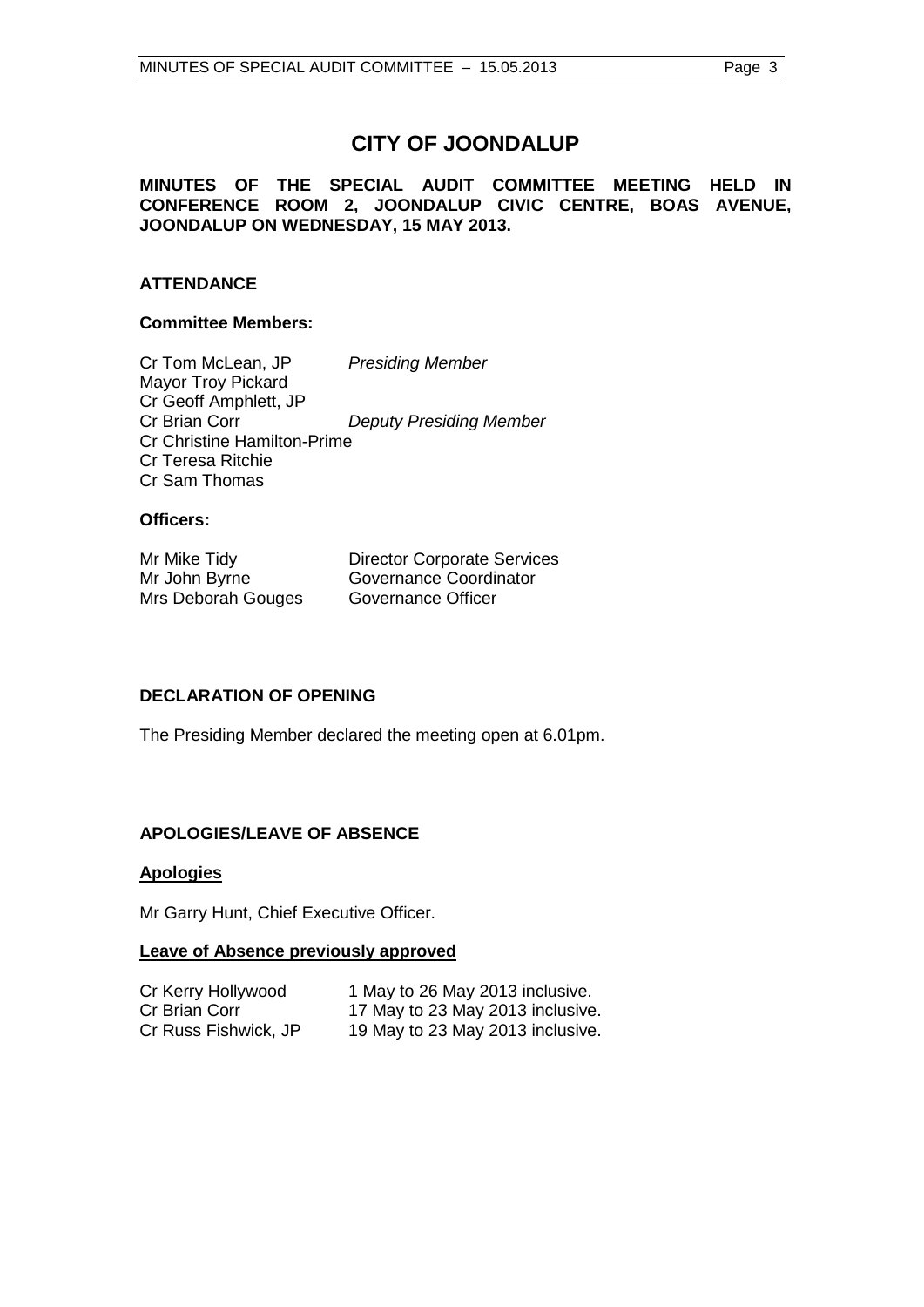# CITY OF JOONDALUP

**MINUTES OF THE SPECIAL AUDIT COMMITTEE MEETING HELD IN CONFERENCE ROOM 2, JOONDALUP CIVIC CENTRE, BOAS AVENUE, JOONDALUP ON WEDNESDAY, 15 MAY 2013.**

## ATTENDANCE

### Committee Members:

| | |
|---|---|
| Cr Tom McLean, JP | *Presiding Member* |
| Mayor Troy Pickard | |
| Cr Geoff Amphlett, JP | |
| Cr Brian Corr | *Deputy Presiding Member* |
| Cr Christine Hamilton-Prime | |
| Cr Teresa Ritchie | |
| Cr Sam Thomas | |

### Officers:

| | |
|---|---|
| Mr Mike Tidy | Director Corporate Services |
| Mr John Byrne | Governance Coordinator |
| Mrs Deborah Gouges | Governance Officer |

## DECLARATION OF OPENING

The Presiding Member declared the meeting open at 6.01pm.

## APOLOGIES/LEAVE OF ABSENCE

### Apologies

Mr Garry Hunt, Chief Executive Officer.

### Leave of Absence previously approved

| | |
|---|---|
| Cr Kerry Hollywood | 1 May to 26 May 2013 inclusive. |
| Cr Brian Corr | 17 May to 23 May 2013 inclusive. |
| Cr Russ Fishwick, JP | 19 May to 23 May 2013 inclusive. |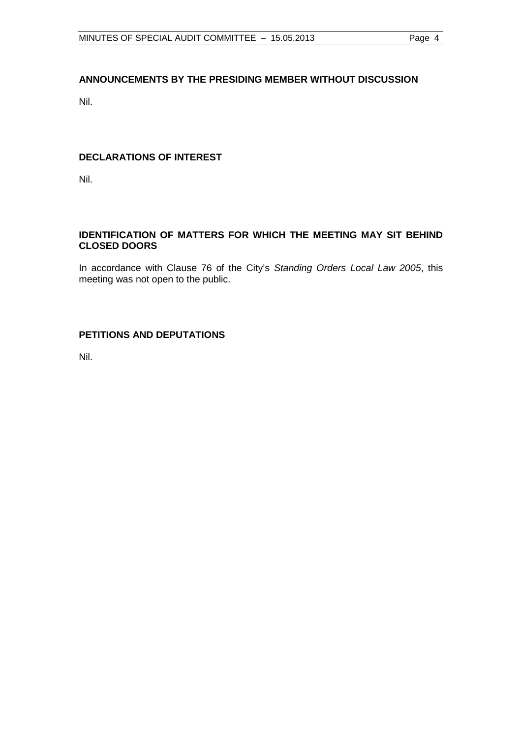## ANNOUNCEMENTS BY THE PRESIDING MEMBER WITHOUT DISCUSSION

Nil.

## DECLARATIONS OF INTEREST

Nil.

## IDENTIFICATION OF MATTERS FOR WHICH THE MEETING MAY SIT BEHIND CLOSED DOORS

In accordance with Clause 76 of the City's *Standing Orders Local Law 2005*, this meeting was not open to the public.

## PETITIONS AND DEPUTATIONS

Nil.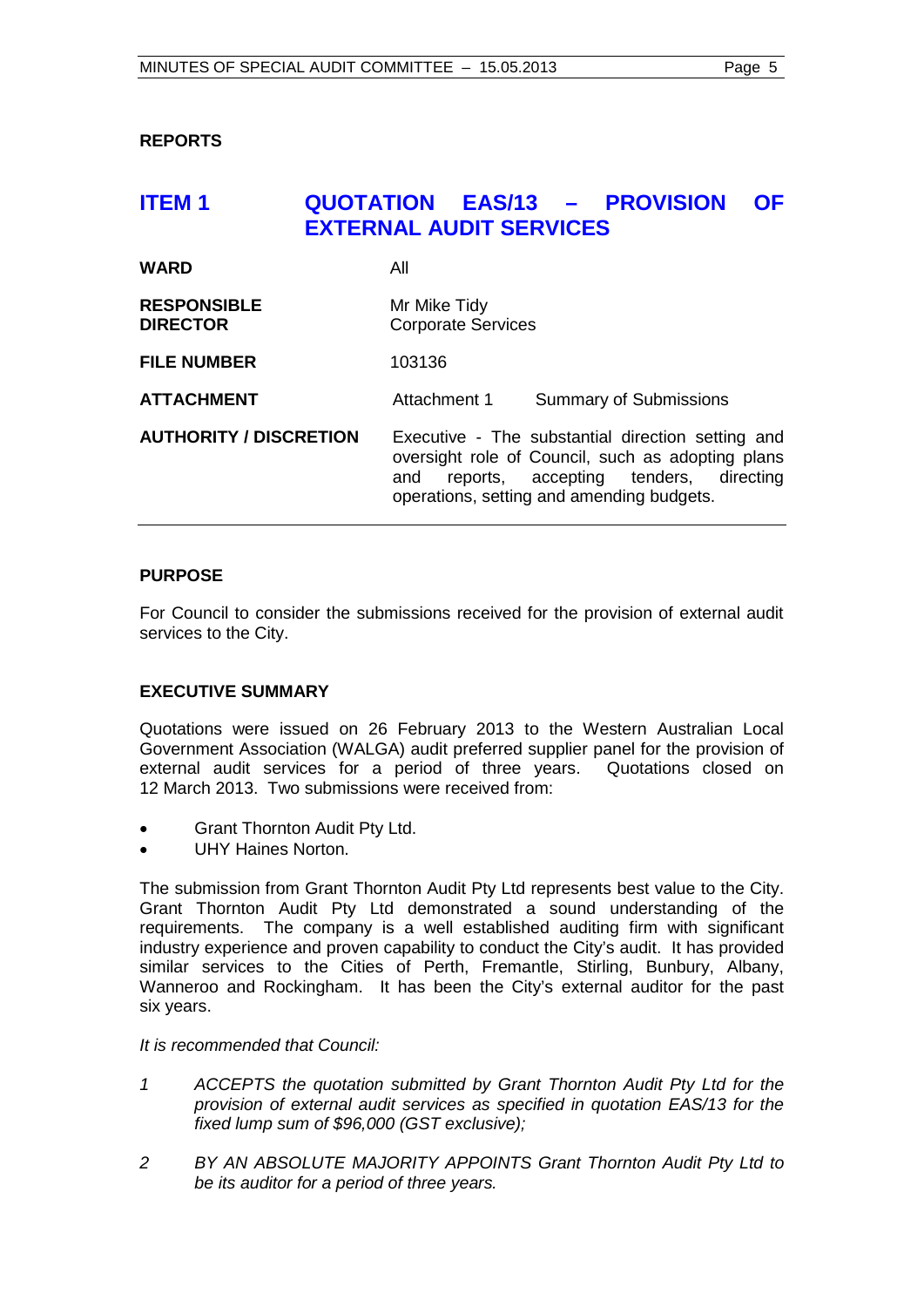## REPORTS

## ITEM 1 QUOTATION EAS/13 – PROVISION OF EXTERNAL AUDIT SERVICES

| | |
|---|---|
| **WARD** | All |
| **RESPONSIBLE DIRECTOR** | Mr Mike Tidy<br>Corporate Services |
| **FILE NUMBER** | 103136 |
| **ATTACHMENT** | Attachment 1 Summary of Submissions |
| **AUTHORITY / DISCRETION** | Executive - The substantial direction setting and oversight role of Council, such as adopting plans and reports, accepting tenders, directing operations, setting and amending budgets. |

### PURPOSE

For Council to consider the submissions received for the provision of external audit services to the City.

### EXECUTIVE SUMMARY

Quotations were issued on 26 February 2013 to the Western Australian Local Government Association (WALGA) audit preferred supplier panel for the provision of external audit services for a period of three years. Quotations closed on 12 March 2013. Two submissions were received from:

- Grant Thornton Audit Pty Ltd.
- UHY Haines Norton.

The submission from Grant Thornton Audit Pty Ltd represents best value to the City. Grant Thornton Audit Pty Ltd demonstrated a sound understanding of the requirements. The company is a well established auditing firm with significant industry experience and proven capability to conduct the City's audit. It has provided similar services to the Cities of Perth, Fremantle, Stirling, Bunbury, Albany, Wanneroo and Rockingham. It has been the City's external auditor for the past six years.

*It is recommended that Council:*

1. *ACCEPTS the quotation submitted by Grant Thornton Audit Pty Ltd for the provision of external audit services as specified in quotation EAS/13 for the fixed lump sum of $96,000 (GST exclusive);*
2. *BY AN ABSOLUTE MAJORITY APPOINTS Grant Thornton Audit Pty Ltd to be its auditor for a period of three years.*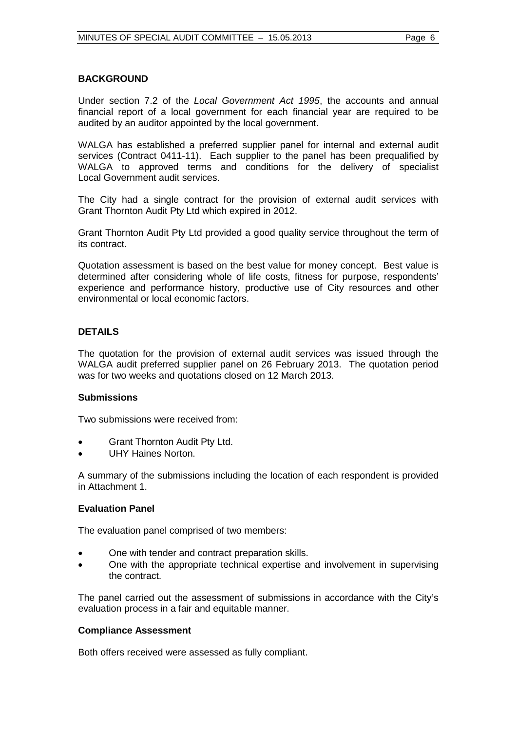## BACKGROUND

Under section 7.2 of the *Local Government Act 1995*, the accounts and annual financial report of a local government for each financial year are required to be audited by an auditor appointed by the local government.

WALGA has established a preferred supplier panel for internal and external audit services (Contract 0411-11). Each supplier to the panel has been prequalified by WALGA to approved terms and conditions for the delivery of specialist Local Government audit services.

The City had a single contract for the provision of external audit services with Grant Thornton Audit Pty Ltd which expired in 2012.

Grant Thornton Audit Pty Ltd provided a good quality service throughout the term of its contract.

Quotation assessment is based on the best value for money concept. Best value is determined after considering whole of life costs, fitness for purpose, respondents' experience and performance history, productive use of City resources and other environmental or local economic factors.

## DETAILS

The quotation for the provision of external audit services was issued through the WALGA audit preferred supplier panel on 26 February 2013. The quotation period was for two weeks and quotations closed on 12 March 2013.

### Submissions

Two submissions were received from:

- Grant Thornton Audit Pty Ltd.
- UHY Haines Norton.

A summary of the submissions including the location of each respondent is provided in Attachment 1.

### Evaluation Panel

The evaluation panel comprised of two members:

- One with tender and contract preparation skills.
- One with the appropriate technical expertise and involvement in supervising the contract.

The panel carried out the assessment of submissions in accordance with the City's evaluation process in a fair and equitable manner.

### Compliance Assessment

Both offers received were assessed as fully compliant.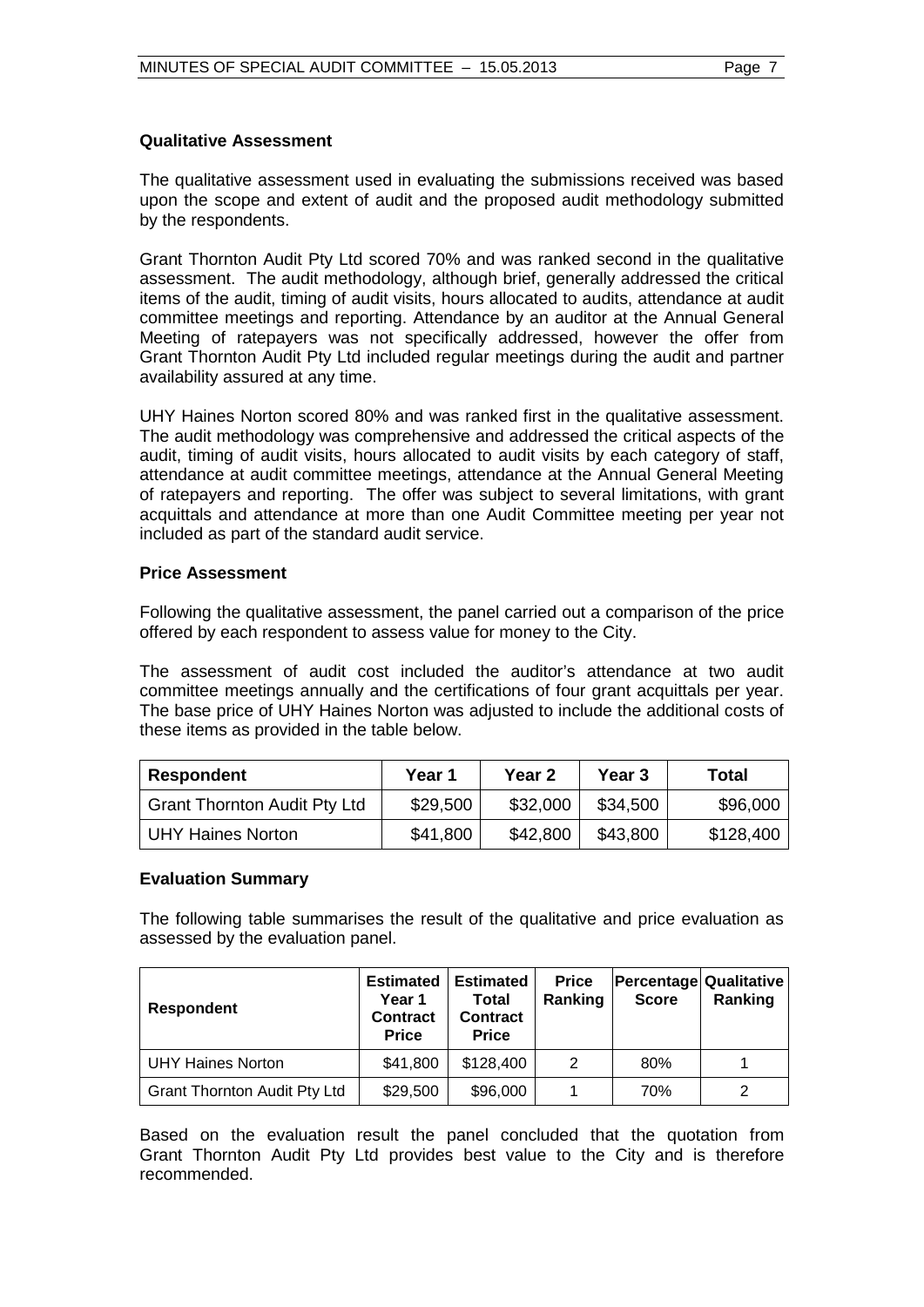### Qualitative Assessment

The qualitative assessment used in evaluating the submissions received was based upon the scope and extent of audit and the proposed audit methodology submitted by the respondents.

Grant Thornton Audit Pty Ltd scored 70% and was ranked second in the qualitative assessment. The audit methodology, although brief, generally addressed the critical items of the audit, timing of audit visits, hours allocated to audits, attendance at audit committee meetings and reporting. Attendance by an auditor at the Annual General Meeting of ratepayers was not specifically addressed, however the offer from Grant Thornton Audit Pty Ltd included regular meetings during the audit and partner availability assured at any time.

UHY Haines Norton scored 80% and was ranked first in the qualitative assessment. The audit methodology was comprehensive and addressed the critical aspects of the audit, timing of audit visits, hours allocated to audit visits by each category of staff, attendance at audit committee meetings, attendance at the Annual General Meeting of ratepayers and reporting. The offer was subject to several limitations, with grant acquittals and attendance at more than one Audit Committee meeting per year not included as part of the standard audit service.

### Price Assessment

Following the qualitative assessment, the panel carried out a comparison of the price offered by each respondent to assess value for money to the City.

The assessment of audit cost included the auditor's attendance at two audit committee meetings annually and the certifications of four grant acquittals per year. The base price of UHY Haines Norton was adjusted to include the additional costs of these items as provided in the table below.

| Respondent | Year 1 | Year 2 | Year 3 | Total |
|---|---|---|---|---|
| Grant Thornton Audit Pty Ltd | $29,500 | $32,000 | $34,500 | $96,000 |
| UHY Haines Norton | $41,800 | $42,800 | $43,800 | $128,400 |

### Evaluation Summary

The following table summarises the result of the qualitative and price evaluation as assessed by the evaluation panel.

| Respondent | Estimated Year 1 Contract Price | Estimated Total Contract Price | Price Ranking | Percentage Score | Qualitative Ranking |
|---|---|---|---|---|---|
| UHY Haines Norton | $41,800 | $128,400 | 2 | 80% | 1 |
| Grant Thornton Audit Pty Ltd | $29,500 | $96,000 | 1 | 70% | 2 |

Based on the evaluation result the panel concluded that the quotation from Grant Thornton Audit Pty Ltd provides best value to the City and is therefore recommended.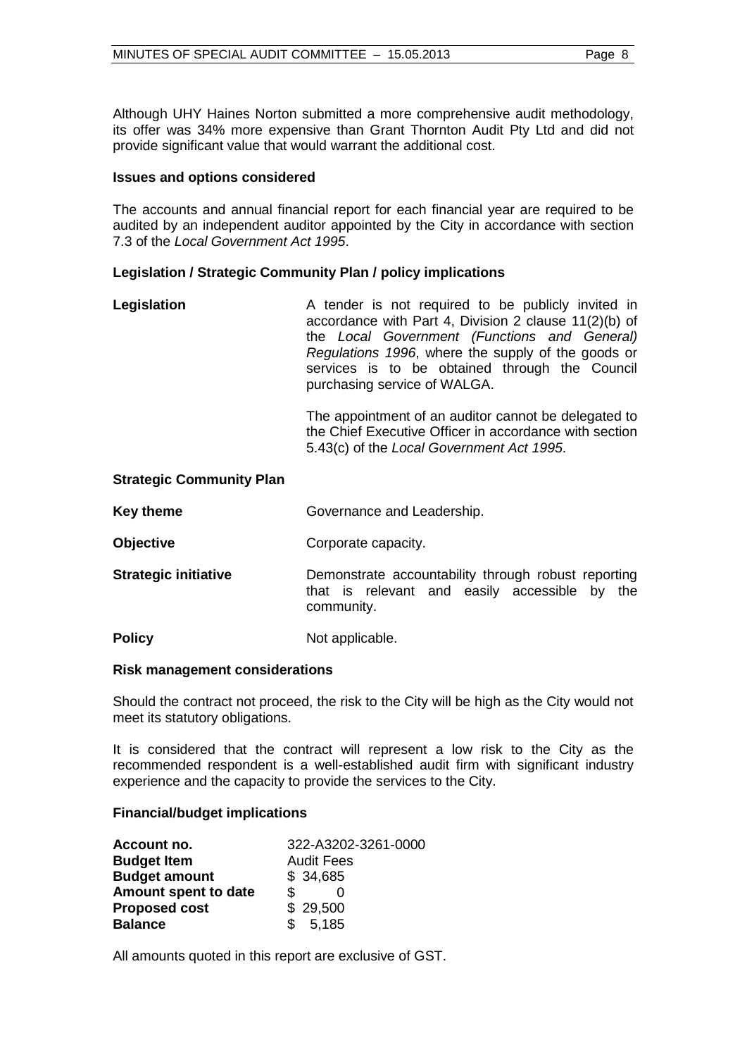Although UHY Haines Norton submitted a more comprehensive audit methodology, its offer was 34% more expensive than Grant Thornton Audit Pty Ltd and did not provide significant value that would warrant the additional cost.

**Issues and options considered**

The accounts and annual financial report for each financial year are required to be audited by an independent auditor appointed by the City in accordance with section 7.3 of the *Local Government Act 1995*.

**Legislation / Strategic Community Plan / policy implications**

| | |
|---|---|
| **Legislation** | A tender is not required to be publicly invited in accordance with Part 4, Division 2 clause 11(2)(b) of the *Local Government (Functions and General) Regulations 1996*, where the supply of the goods or services is to be obtained through the Council purchasing service of WALGA.<br><br>The appointment of an auditor cannot be delegated to the Chief Executive Officer in accordance with section 5.43(c) of the *Local Government Act 1995*. |

**Strategic Community Plan**

| | |
|---|---|
| **Key theme** | Governance and Leadership. |
| **Objective** | Corporate capacity. |
| **Strategic initiative** | Demonstrate accountability through robust reporting that is relevant and easily accessible by the community. |
| **Policy** | Not applicable. |

**Risk management considerations**

Should the contract not proceed, the risk to the City will be high as the City would not meet its statutory obligations.

It is considered that the contract will represent a low risk to the City as the recommended respondent is a well-established audit firm with significant industry experience and the capacity to provide the services to the City.

**Financial/budget implications**

| | |
|---|---|
| **Account no.** | 322-A3202-3261-0000 |
| **Budget Item** | Audit Fees |
| **Budget amount** | $ 34,685 |
| **Amount spent to date** | $ 0 |
| **Proposed cost** | $ 29,500 |
| **Balance** | $ 5,185 |

All amounts quoted in this report are exclusive of GST.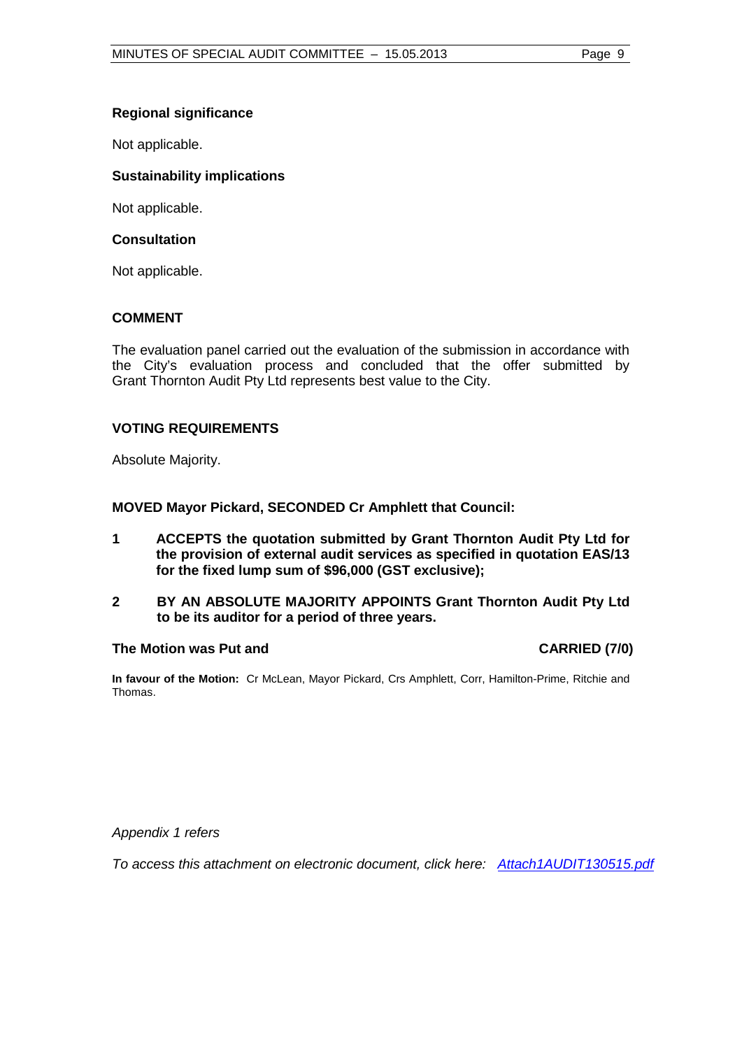**Regional significance**

Not applicable.

**Sustainability implications**

Not applicable.

**Consultation**

Not applicable.

## COMMENT

The evaluation panel carried out the evaluation of the submission in accordance with the City's evaluation process and concluded that the offer submitted by Grant Thornton Audit Pty Ltd represents best value to the City.

## VOTING REQUIREMENTS

Absolute Majority.

**MOVED Mayor Pickard, SECONDED Cr Amphlett that Council:**

**1 ACCEPTS the quotation submitted by Grant Thornton Audit Pty Ltd for the provision of external audit services as specified in quotation EAS/13 for the fixed lump sum of $96,000 (GST exclusive);**

**2 BY AN ABSOLUTE MAJORITY APPOINTS Grant Thornton Audit Pty Ltd to be its auditor for a period of three years.**

**The Motion was Put and CARRIED (7/0)**

**In favour of the Motion:** Cr McLean, Mayor Pickard, Crs Amphlett, Corr, Hamilton-Prime, Ritchie and Thomas.

*Appendix 1 refers*

*To access this attachment on electronic document, click here: Attach1AUDIT130515.pdf*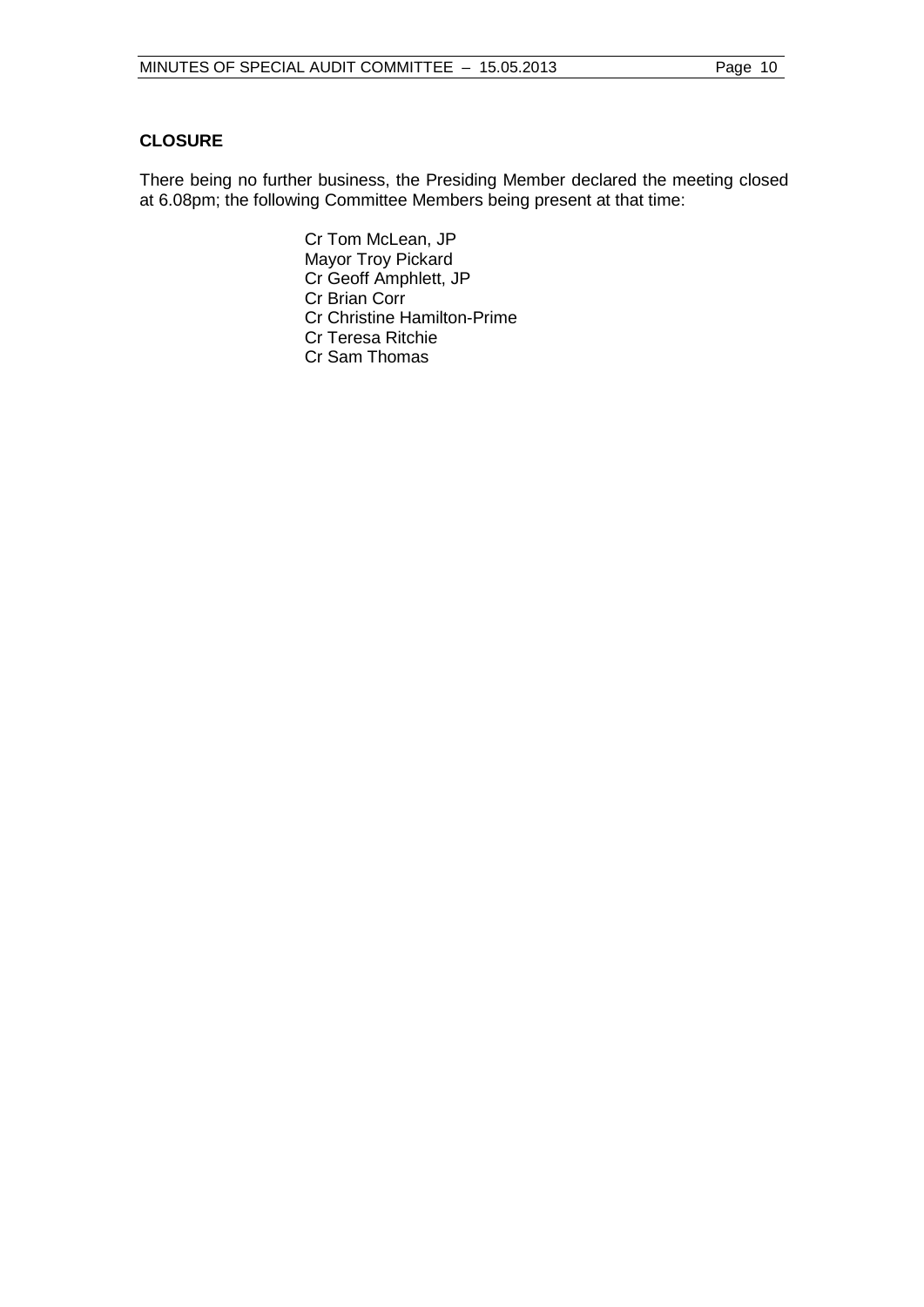**CLOSURE**

There being no further business, the Presiding Member declared the meeting closed at 6.08pm; the following Committee Members being present at that time:

Cr Tom McLean, JP
Mayor Troy Pickard
Cr Geoff Amphlett, JP
Cr Brian Corr
Cr Christine Hamilton-Prime
Cr Teresa Ritchie
Cr Sam Thomas